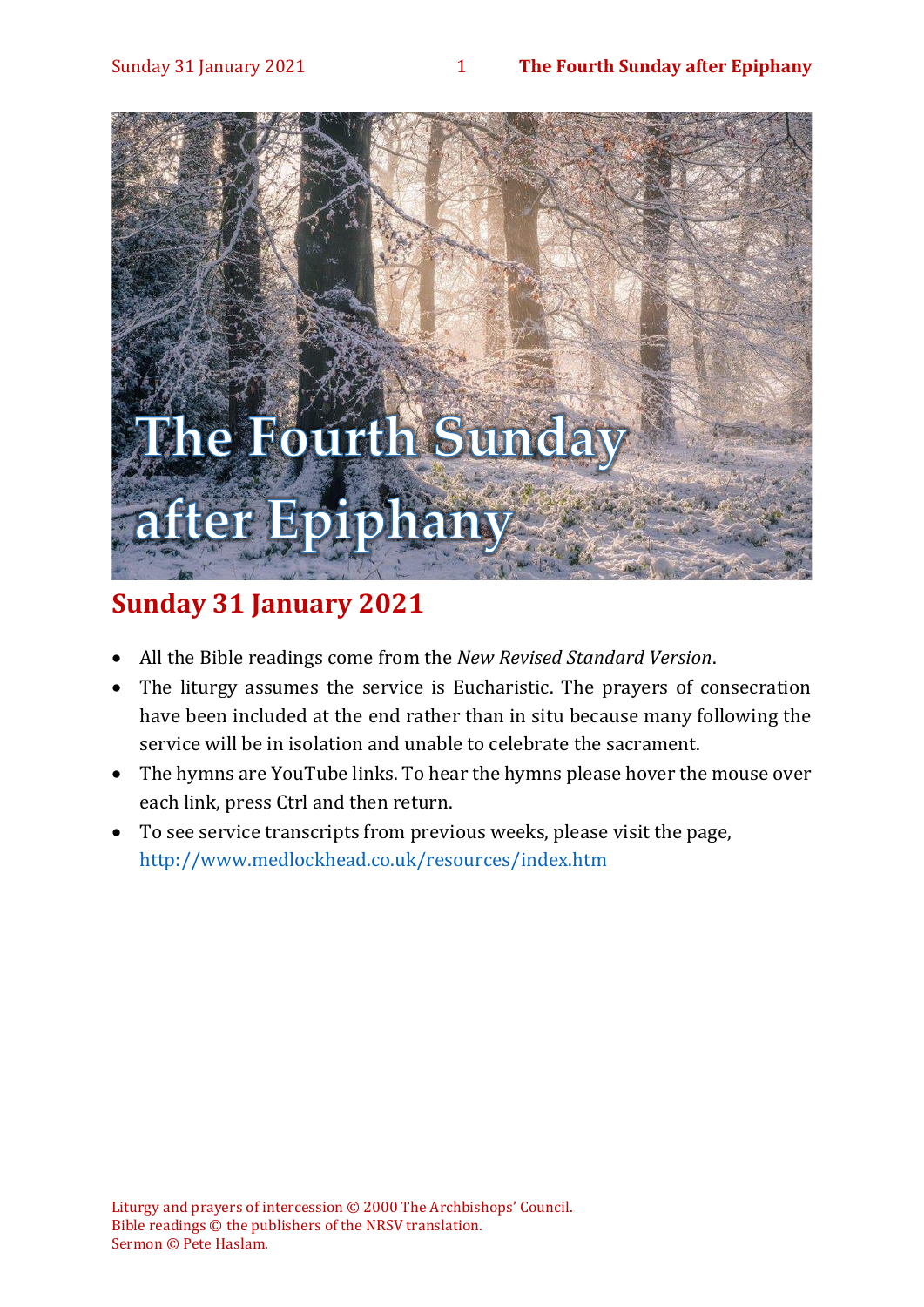# The Fourth Sunday after Epiphany

## Sunday 31 January 2021

- All the Bible readings come from the *New Revised Standard Version*.
- The liturgy assumes the service is Eucharistic. The prayers of consecration have been included at the end rather than in situ because many following the service will be in isolation and unable to celebrate the sacrament.
- The hymns are YouTube links. To hear the hymns please hover the mouse over each link, press Ctrl and then return.
- To see service transcripts from previous weeks, please visit the page, http://www.medlockhead.co.uk/resources/index.htm

Liturgy and prayers of intercession © 2000 The Archbishops' Council.
Bible readings © the publishers of the NRSV translation.
Sermon © Pete Haslam.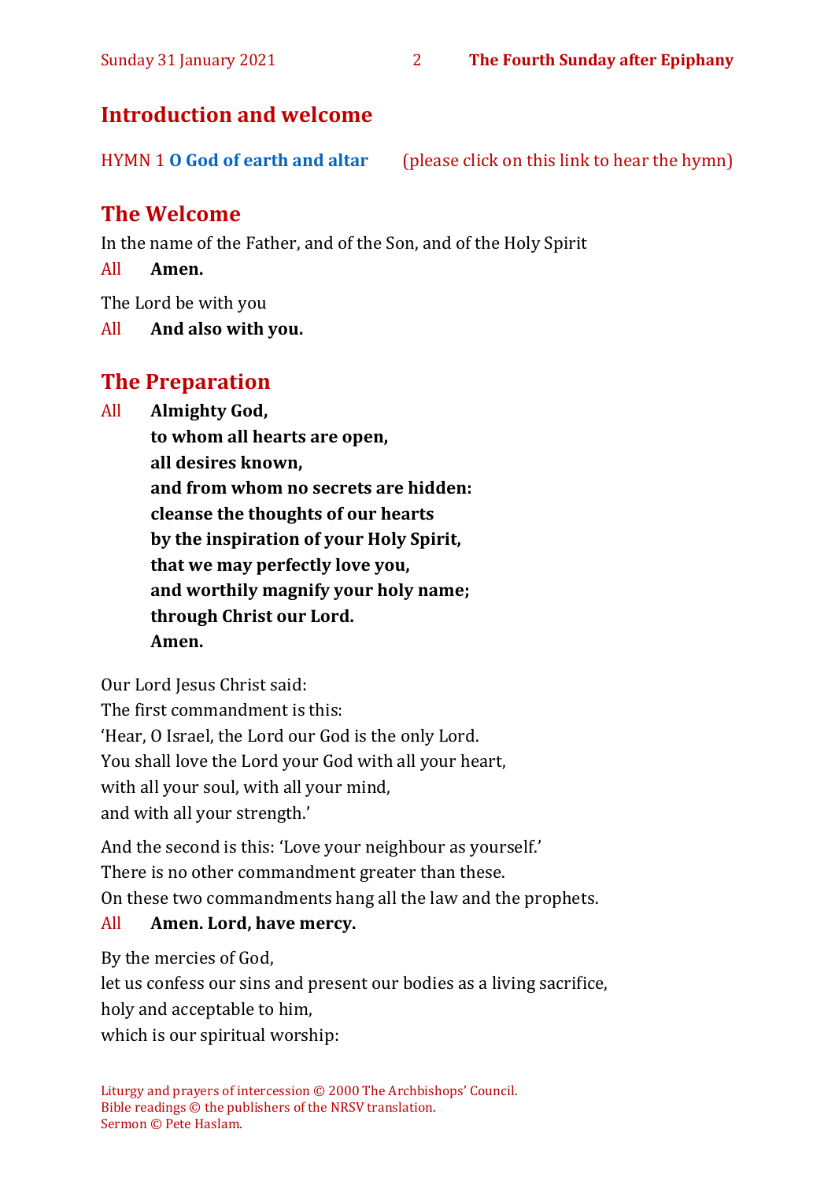## Introduction and welcome

HYMN 1 **O God of earth and altar** (please click on this link to hear the hymn)

## The Welcome

In the name of the Father, and of the Son, and of the Holy Spirit

All **Amen.**

The Lord be with you

All **And also with you.**

## The Preparation

All **Almighty God,**
**to whom all hearts are open,**
**all desires known,**
**and from whom no secrets are hidden:**
**cleanse the thoughts of our hearts**
**by the inspiration of your Holy Spirit,**
**that we may perfectly love you,**
**and worthily magnify your holy name;**
**through Christ our Lord.**
**Amen.**

Our Lord Jesus Christ said:
The first commandment is this:
'Hear, O Israel, the Lord our God is the only Lord.
You shall love the Lord your God with all your heart,
with all your soul, with all your mind,
and with all your strength.'

And the second is this: 'Love your neighbour as yourself.'
There is no other commandment greater than these.
On these two commandments hang all the law and the prophets.

All **Amen. Lord, have mercy.**

By the mercies of God,
let us confess our sins and present our bodies as a living sacrifice,
holy and acceptable to him,
which is our spiritual worship:

Liturgy and prayers of intercession © 2000 The Archbishops' Council.
Bible readings © the publishers of the NRSV translation.
Sermon © Pete Haslam.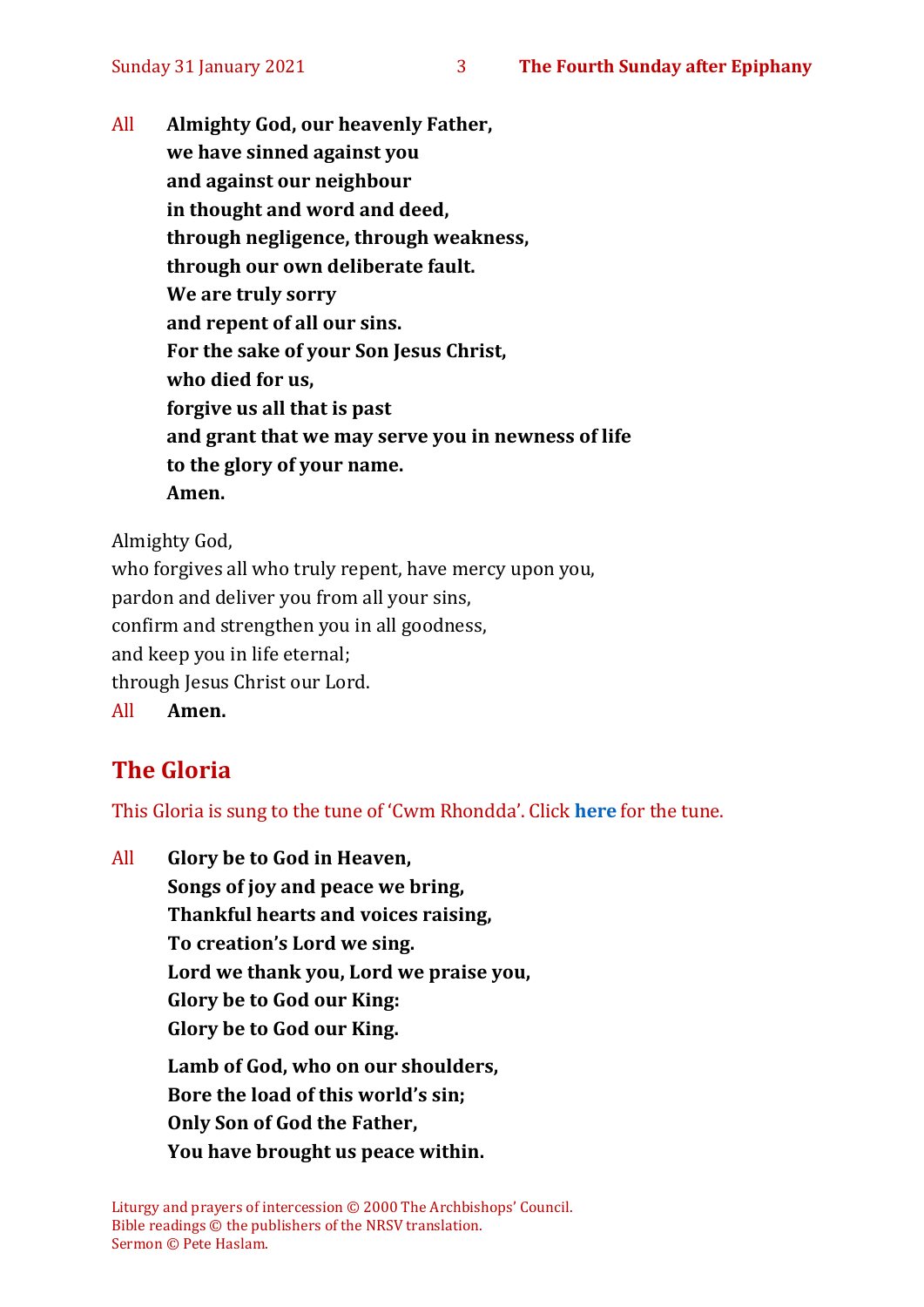All **Almighty God, our heavenly Father,**
**we have sinned against you**
**and against our neighbour**
**in thought and word and deed,**
**through negligence, through weakness,**
**through our own deliberate fault.**
**We are truly sorry**
**and repent of all our sins.**
**For the sake of your Son Jesus Christ,**
**who died for us,**
**forgive us all that is past**
**and grant that we may serve you in newness of life**
**to the glory of your name.**
**Amen.**

Almighty God,
who forgives all who truly repent, have mercy upon you,
pardon and deliver you from all your sins,
confirm and strengthen you in all goodness,
and keep you in life eternal;
through Jesus Christ our Lord.
All **Amen.**

## The Gloria

This Gloria is sung to the tune of 'Cwm Rhondda'. Click **here** for the tune.

All **Glory be to God in Heaven,**
**Songs of joy and peace we bring,**
**Thankful hearts and voices raising,**
**To creation's Lord we sing.**
**Lord we thank you, Lord we praise you,**
**Glory be to God our King:**
**Glory be to God our King.**

**Lamb of God, who on our shoulders,**
**Bore the load of this world's sin;**
**Only Son of God the Father,**
**You have brought us peace within.**

Liturgy and prayers of intercession © 2000 The Archbishops' Council.
Bible readings © the publishers of the NRSV translation.
Sermon © Pete Haslam.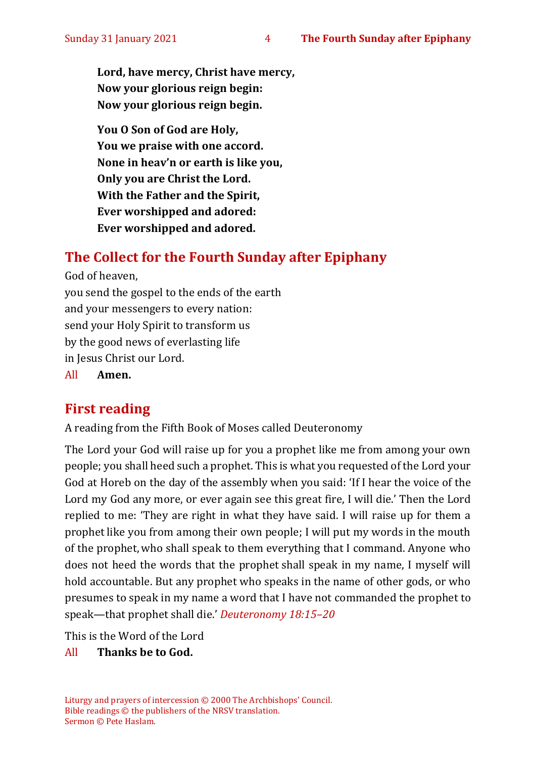**Lord, have mercy, Christ have mercy,**
**Now your glorious reign begin:**
**Now your glorious reign begin.**

**You O Son of God are Holy,**
**You we praise with one accord.**
**None in heav'n or earth is like you,**
**Only you are Christ the Lord.**
**With the Father and the Spirit,**
**Ever worshipped and adored:**
**Ever worshipped and adored.**

## The Collect for the Fourth Sunday after Epiphany

God of heaven,
you send the gospel to the ends of the earth
and your messengers to every nation:
send your Holy Spirit to transform us
by the good news of everlasting life
in Jesus Christ our Lord.
All **Amen.**

## First reading

A reading from the Fifth Book of Moses called Deuteronomy

The Lord your God will raise up for you a prophet like me from among your own people; you shall heed such a prophet. This is what you requested of the Lord your God at Horeb on the day of the assembly when you said: 'If I hear the voice of the Lord my God any more, or ever again see this great fire, I will die.' Then the Lord replied to me: 'They are right in what they have said. I will raise up for them a prophet like you from among their own people; I will put my words in the mouth of the prophet, who shall speak to them everything that I command. Anyone who does not heed the words that the prophet shall speak in my name, I myself will hold accountable. But any prophet who speaks in the name of other gods, or who presumes to speak in my name a word that I have not commanded the prophet to speak—that prophet shall die.' *Deuteronomy 18:15–20*

This is the Word of the Lord
All **Thanks be to God.**

Liturgy and prayers of intercession © 2000 The Archbishops' Council.
Bible readings © the publishers of the NRSV translation.
Sermon © Pete Haslam.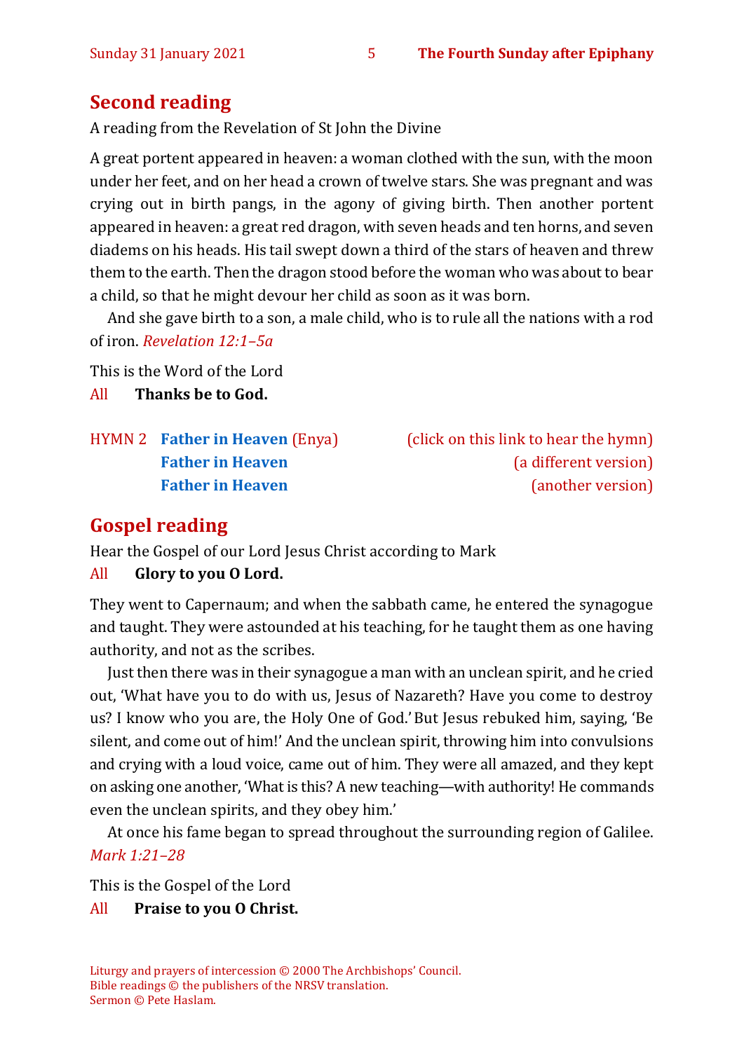## Second reading

A reading from the Revelation of St John the Divine

A great portent appeared in heaven: a woman clothed with the sun, with the moon under her feet, and on her head a crown of twelve stars. She was pregnant and was crying out in birth pangs, in the agony of giving birth. Then another portent appeared in heaven: a great red dragon, with seven heads and ten horns, and seven diadems on his heads. His tail swept down a third of the stars of heaven and threw them to the earth. Then the dragon stood before the woman who was about to bear a child, so that he might devour her child as soon as it was born.

And she gave birth to a son, a male child, who is to rule all the nations with a rod of iron. *Revelation 12:1–5a*

This is the Word of the Lord

All **Thanks be to God.**

HYMN 2 **Father in Heaven** (Enya) (click on this link to hear the hymn)
**Father in Heaven** (a different version)
**Father in Heaven** (another version)

## Gospel reading

Hear the Gospel of our Lord Jesus Christ according to Mark

All **Glory to you O Lord.**

They went to Capernaum; and when the sabbath came, he entered the synagogue and taught. They were astounded at his teaching, for he taught them as one having authority, and not as the scribes.

Just then there was in their synagogue a man with an unclean spirit, and he cried out, 'What have you to do with us, Jesus of Nazareth? Have you come to destroy us? I know who you are, the Holy One of God.' But Jesus rebuked him, saying, 'Be silent, and come out of him!' And the unclean spirit, throwing him into convulsions and crying with a loud voice, came out of him. They were all amazed, and they kept on asking one another, 'What is this? A new teaching—with authority! He commands even the unclean spirits, and they obey him.'

At once his fame began to spread throughout the surrounding region of Galilee. *Mark 1:21–28*

This is the Gospel of the Lord

All **Praise to you O Christ.**

Liturgy and prayers of intercession © 2000 The Archbishops' Council.
Bible readings © the publishers of the NRSV translation.
Sermon © Pete Haslam.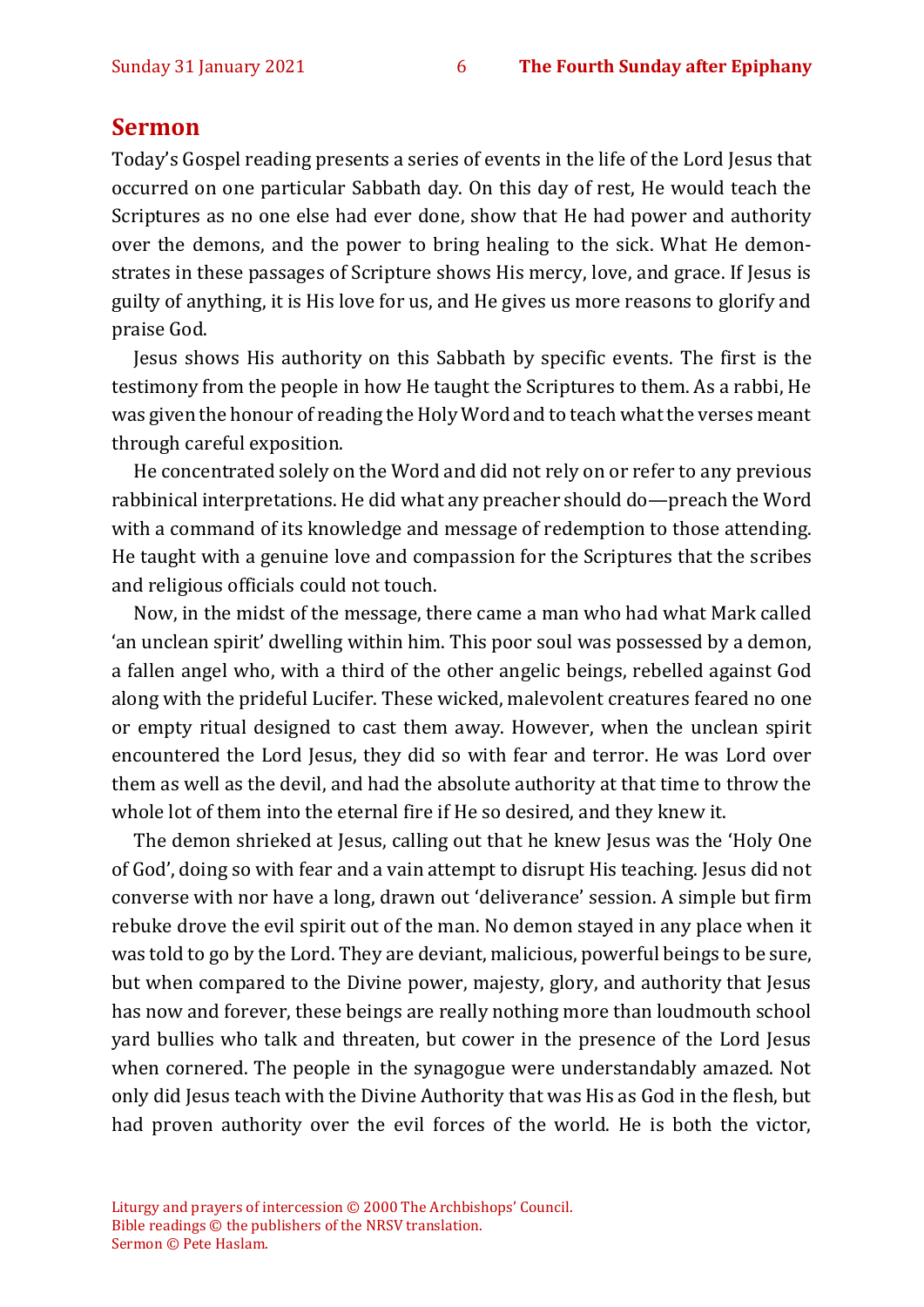## Sermon

Today's Gospel reading presents a series of events in the life of the Lord Jesus that occurred on one particular Sabbath day. On this day of rest, He would teach the Scriptures as no one else had ever done, show that He had power and authority over the demons, and the power to bring healing to the sick. What He demonstrates in these passages of Scripture shows His mercy, love, and grace. If Jesus is guilty of anything, it is His love for us, and He gives us more reasons to glorify and praise God.

Jesus shows His authority on this Sabbath by specific events. The first is the testimony from the people in how He taught the Scriptures to them. As a rabbi, He was given the honour of reading the Holy Word and to teach what the verses meant through careful exposition.

He concentrated solely on the Word and did not rely on or refer to any previous rabbinical interpretations. He did what any preacher should do—preach the Word with a command of its knowledge and message of redemption to those attending. He taught with a genuine love and compassion for the Scriptures that the scribes and religious officials could not touch.

Now, in the midst of the message, there came a man who had what Mark called 'an unclean spirit' dwelling within him. This poor soul was possessed by a demon, a fallen angel who, with a third of the other angelic beings, rebelled against God along with the prideful Lucifer. These wicked, malevolent creatures feared no one or empty ritual designed to cast them away. However, when the unclean spirit encountered the Lord Jesus, they did so with fear and terror. He was Lord over them as well as the devil, and had the absolute authority at that time to throw the whole lot of them into the eternal fire if He so desired, and they knew it.

The demon shrieked at Jesus, calling out that he knew Jesus was the 'Holy One of God', doing so with fear and a vain attempt to disrupt His teaching. Jesus did not converse with nor have a long, drawn out 'deliverance' session. A simple but firm rebuke drove the evil spirit out of the man. No demon stayed in any place when it was told to go by the Lord. They are deviant, malicious, powerful beings to be sure, but when compared to the Divine power, majesty, glory, and authority that Jesus has now and forever, these beings are really nothing more than loudmouth school yard bullies who talk and threaten, but cower in the presence of the Lord Jesus when cornered. The people in the synagogue were understandably amazed. Not only did Jesus teach with the Divine Authority that was His as God in the flesh, but had proven authority over the evil forces of the world. He is both the victor,

Liturgy and prayers of intercession © 2000 The Archbishops' Council.
Bible readings © the publishers of the NRSV translation.
Sermon © Pete Haslam.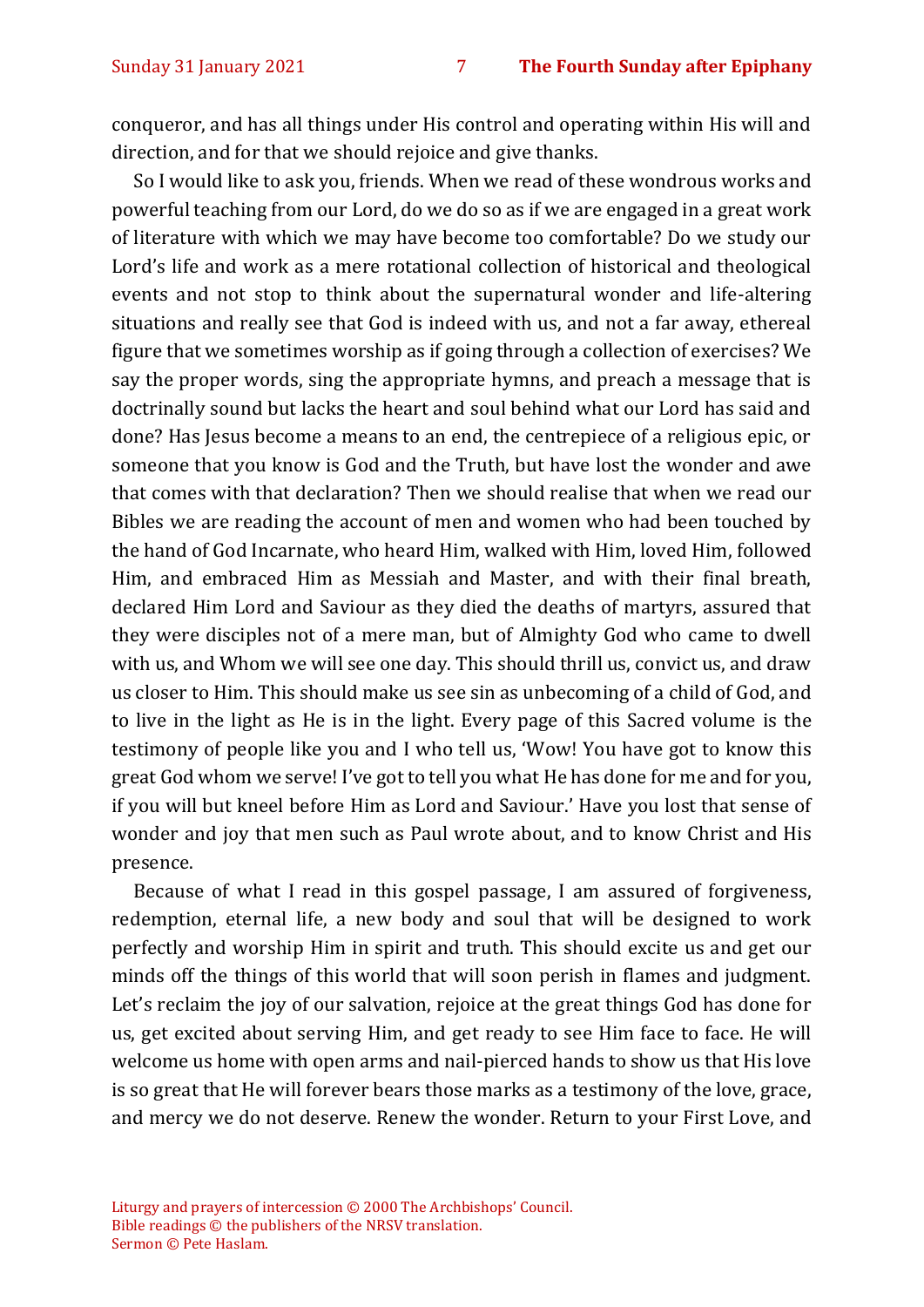conqueror, and has all things under His control and operating within His will and direction, and for that we should rejoice and give thanks.

So I would like to ask you, friends. When we read of these wondrous works and powerful teaching from our Lord, do we do so as if we are engaged in a great work of literature with which we may have become too comfortable? Do we study our Lord's life and work as a mere rotational collection of historical and theological events and not stop to think about the supernatural wonder and life-altering situations and really see that God is indeed with us, and not a far away, ethereal figure that we sometimes worship as if going through a collection of exercises? We say the proper words, sing the appropriate hymns, and preach a message that is doctrinally sound but lacks the heart and soul behind what our Lord has said and done? Has Jesus become a means to an end, the centrepiece of a religious epic, or someone that you know is God and the Truth, but have lost the wonder and awe that comes with that declaration? Then we should realise that when we read our Bibles we are reading the account of men and women who had been touched by the hand of God Incarnate, who heard Him, walked with Him, loved Him, followed Him, and embraced Him as Messiah and Master, and with their final breath, declared Him Lord and Saviour as they died the deaths of martyrs, assured that they were disciples not of a mere man, but of Almighty God who came to dwell with us, and Whom we will see one day. This should thrill us, convict us, and draw us closer to Him. This should make us see sin as unbecoming of a child of God, and to live in the light as He is in the light. Every page of this Sacred volume is the testimony of people like you and I who tell us, 'Wow! You have got to know this great God whom we serve! I've got to tell you what He has done for me and for you, if you will but kneel before Him as Lord and Saviour.' Have you lost that sense of wonder and joy that men such as Paul wrote about, and to know Christ and His presence.

Because of what I read in this gospel passage, I am assured of forgiveness, redemption, eternal life, a new body and soul that will be designed to work perfectly and worship Him in spirit and truth. This should excite us and get our minds off the things of this world that will soon perish in flames and judgment. Let's reclaim the joy of our salvation, rejoice at the great things God has done for us, get excited about serving Him, and get ready to see Him face to face. He will welcome us home with open arms and nail-pierced hands to show us that His love is so great that He will forever bears those marks as a testimony of the love, grace, and mercy we do not deserve. Renew the wonder. Return to your First Love, and

Liturgy and prayers of intercession © 2000 The Archbishops' Council.
Bible readings © the publishers of the NRSV translation.
Sermon © Pete Haslam.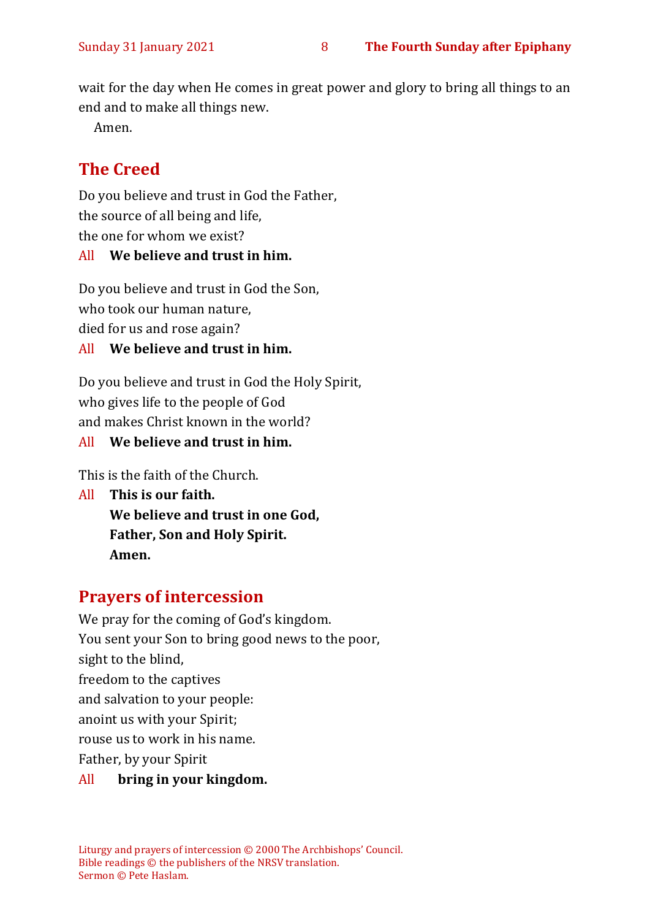wait for the day when He comes in great power and glory to bring all things to an end and to make all things new.

Amen.

## The Creed

Do you believe and trust in God the Father,
the source of all being and life,
the one for whom we exist?

All **We believe and trust in him.**

Do you believe and trust in God the Son,
who took our human nature,
died for us and rose again?

All **We believe and trust in him.**

Do you believe and trust in God the Holy Spirit,
who gives life to the people of God
and makes Christ known in the world?

All **We believe and trust in him.**

This is the faith of the Church.

All **This is our faith.**
**We believe and trust in one God,**
**Father, Son and Holy Spirit.**
**Amen.**

## Prayers of intercession

We pray for the coming of God's kingdom.
You sent your Son to bring good news to the poor,
sight to the blind,
freedom to the captives
and salvation to your people:
anoint us with your Spirit;
rouse us to work in his name.
Father, by your Spirit

All **bring in your kingdom.**

Liturgy and prayers of intercession © 2000 The Archbishops' Council.
Bible readings © the publishers of the NRSV translation.
Sermon © Pete Haslam.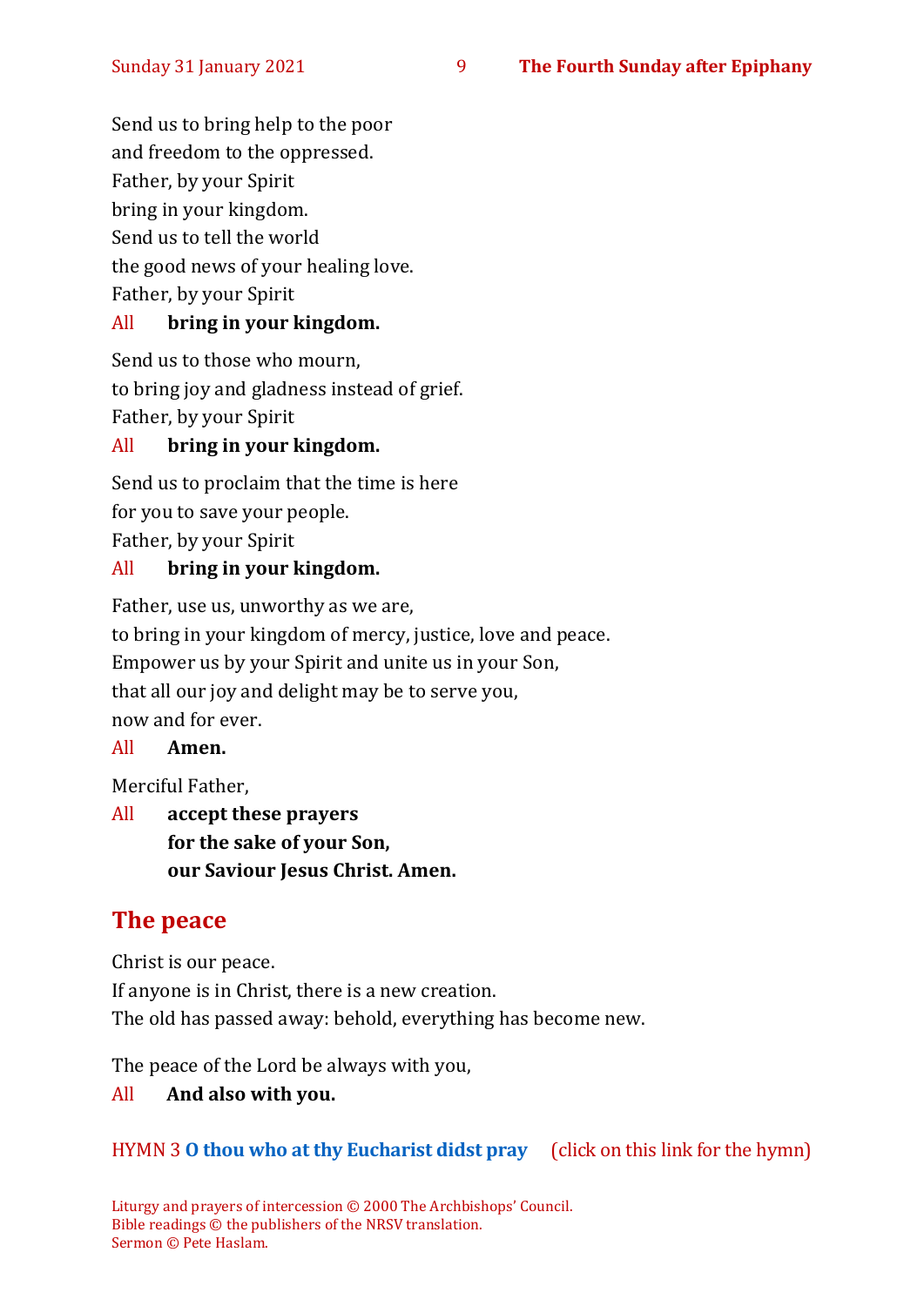Send us to bring help to the poor
and freedom to the oppressed.
Father, by your Spirit
bring in your kingdom.
Send us to tell the world
the good news of your healing love.
Father, by your Spirit

All **bring in your kingdom.**

Send us to those who mourn,
to bring joy and gladness instead of grief.
Father, by your Spirit

All **bring in your kingdom.**

Send us to proclaim that the time is here
for you to save your people.
Father, by your Spirit

All **bring in your kingdom.**

Father, use us, unworthy as we are,
to bring in your kingdom of mercy, justice, love and peace.
Empower us by your Spirit and unite us in your Son,
that all our joy and delight may be to serve you,
now and for ever.

All **Amen.**

Merciful Father,

All **accept these prayers**
**for the sake of your Son,**
**our Saviour Jesus Christ. Amen.**

## The peace

Christ is our peace.
If anyone is in Christ, there is a new creation.
The old has passed away: behold, everything has become new.

The peace of the Lord be always with you,

All **And also with you.**

HYMN 3 **O thou who at thy Eucharist didst pray** (click on this link for the hymn)

Liturgy and prayers of intercession © 2000 The Archbishops' Council.
Bible readings © the publishers of the NRSV translation.
Sermon © Pete Haslam.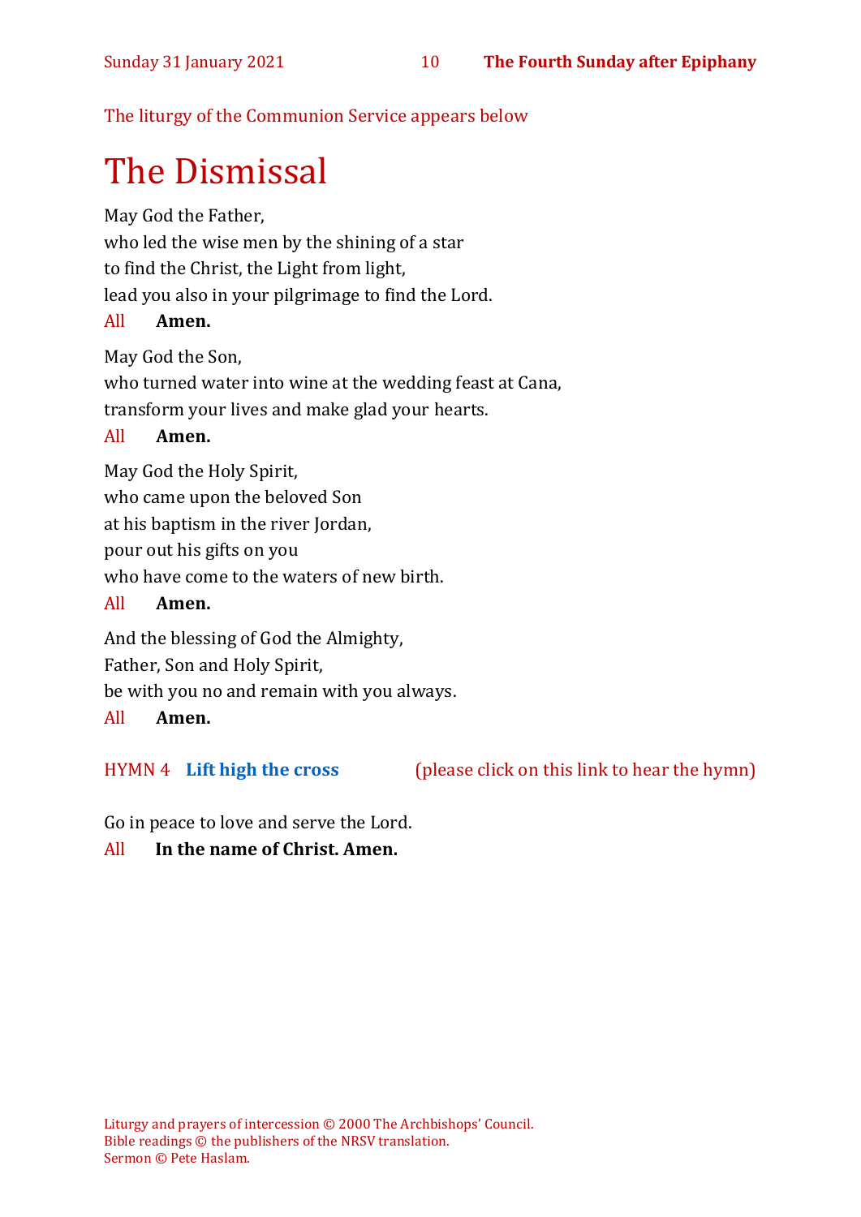The liturgy of the Communion Service appears below

# The Dismissal

May God the Father,
who led the wise men by the shining of a star
to find the Christ, the Light from light,
lead you also in your pilgrimage to find the Lord.

All **Amen.**

May God the Son,
who turned water into wine at the wedding feast at Cana,
transform your lives and make glad your hearts.

All **Amen.**

May God the Holy Spirit,
who came upon the beloved Son
at his baptism in the river Jordan,
pour out his gifts on you
who have come to the waters of new birth.

All **Amen.**

And the blessing of God the Almighty,
Father, Son and Holy Spirit,
be with you no and remain with you always.

All **Amen.**

HYMN 4 **Lift high the cross** (please click on this link to hear the hymn)

Go in peace to love and serve the Lord.

All **In the name of Christ. Amen.**

Liturgy and prayers of intercession © 2000 The Archbishops' Council.
Bible readings © the publishers of the NRSV translation.
Sermon © Pete Haslam.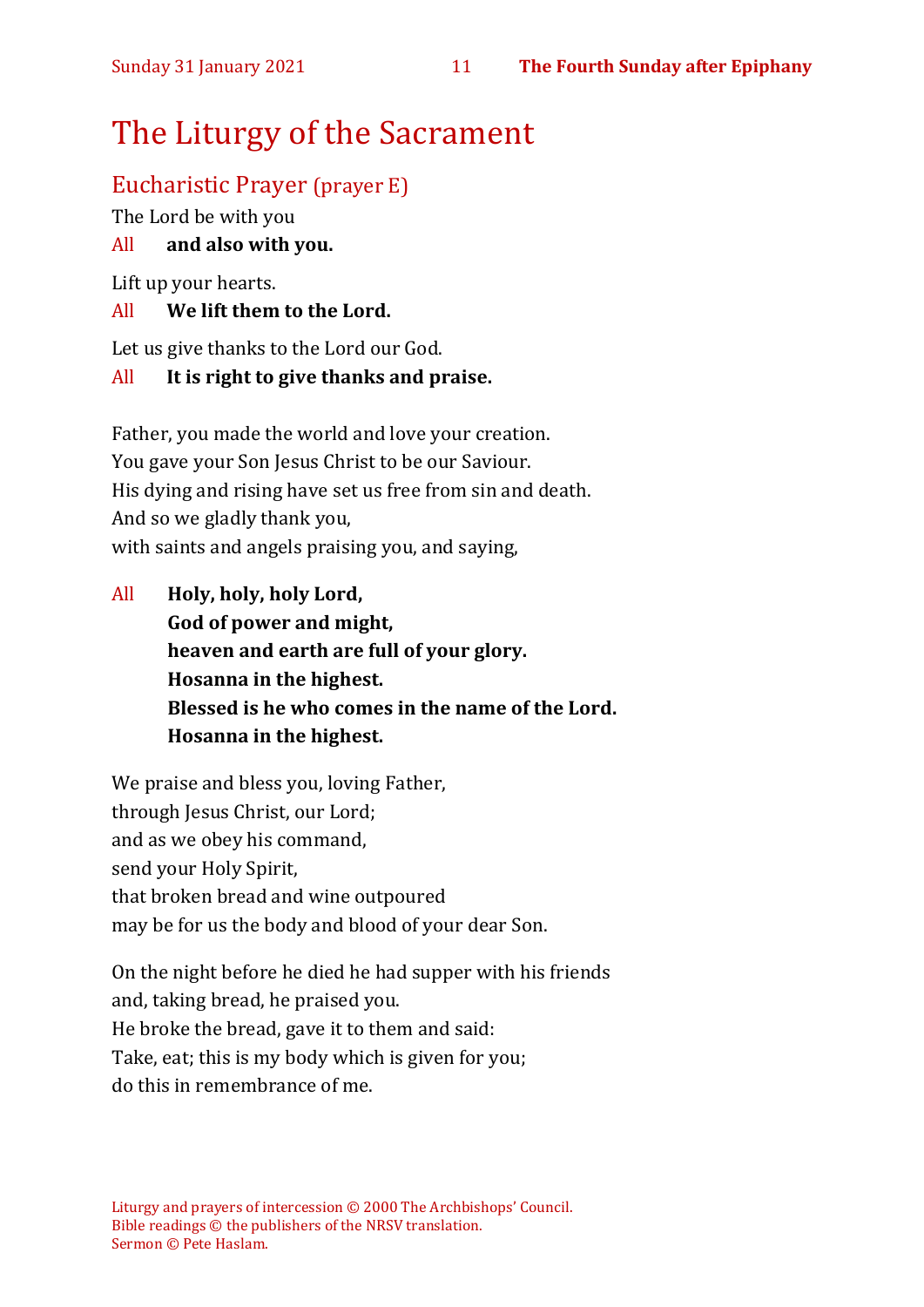# The Liturgy of the Sacrament

## Eucharistic Prayer (prayer E)

The Lord be with you

All **and also with you.**

Lift up your hearts.

All **We lift them to the Lord.**

Let us give thanks to the Lord our God.

All **It is right to give thanks and praise.**

Father, you made the world and love your creation.
You gave your Son Jesus Christ to be our Saviour.
His dying and rising have set us free from sin and death.
And so we gladly thank you,
with saints and angels praising you, and saying,

All **Holy, holy, holy Lord,**
**God of power and might,**
**heaven and earth are full of your glory.**
**Hosanna in the highest.**
**Blessed is he who comes in the name of the Lord.**
**Hosanna in the highest.**

We praise and bless you, loving Father,
through Jesus Christ, our Lord;
and as we obey his command,
send your Holy Spirit,
that broken bread and wine outpoured
may be for us the body and blood of your dear Son.

On the night before he died he had supper with his friends
and, taking bread, he praised you.
He broke the bread, gave it to them and said:
Take, eat; this is my body which is given for you;
do this in remembrance of me.

Liturgy and prayers of intercession © 2000 The Archbishops' Council.
Bible readings © the publishers of the NRSV translation.
Sermon © Pete Haslam.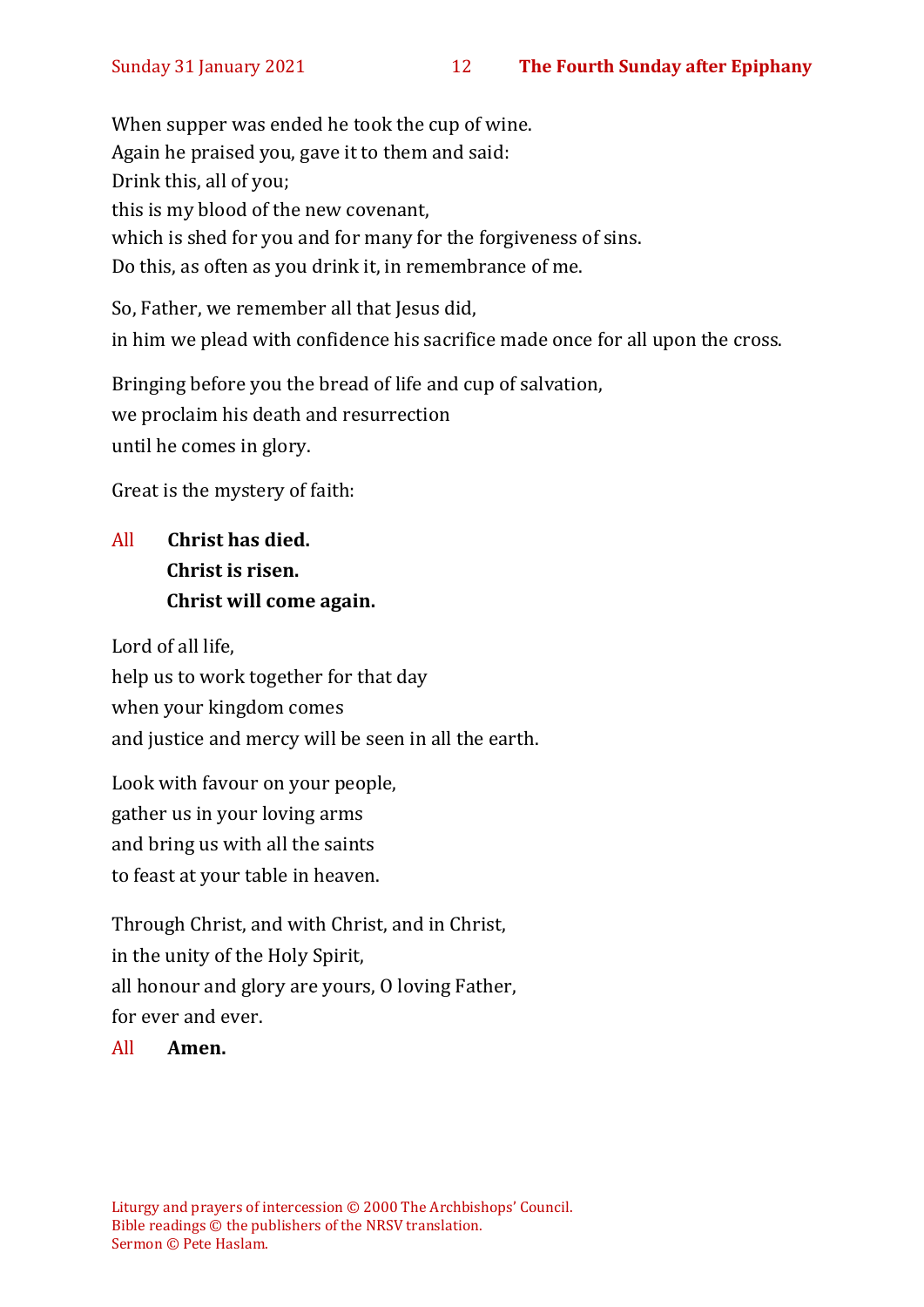When supper was ended he took the cup of wine.
Again he praised you, gave it to them and said:
Drink this, all of you;
this is my blood of the new covenant,
which is shed for you and for many for the forgiveness of sins.
Do this, as often as you drink it, in remembrance of me.

So, Father, we remember all that Jesus did,
in him we plead with confidence his sacrifice made once for all upon the cross.

Bringing before you the bread of life and cup of salvation,
we proclaim his death and resurrection
until he comes in glory.

Great is the mystery of faith:

All **Christ has died.**
**Christ is risen.**
**Christ will come again.**

Lord of all life,
help us to work together for that day
when your kingdom comes
and justice and mercy will be seen in all the earth.

Look with favour on your people,
gather us in your loving arms
and bring us with all the saints
to feast at your table in heaven.

Through Christ, and with Christ, and in Christ,
in the unity of the Holy Spirit,
all honour and glory are yours, O loving Father,
for ever and ever.

All **Amen.**

Liturgy and prayers of intercession © 2000 The Archbishops' Council.
Bible readings © the publishers of the NRSV translation.
Sermon © Pete Haslam.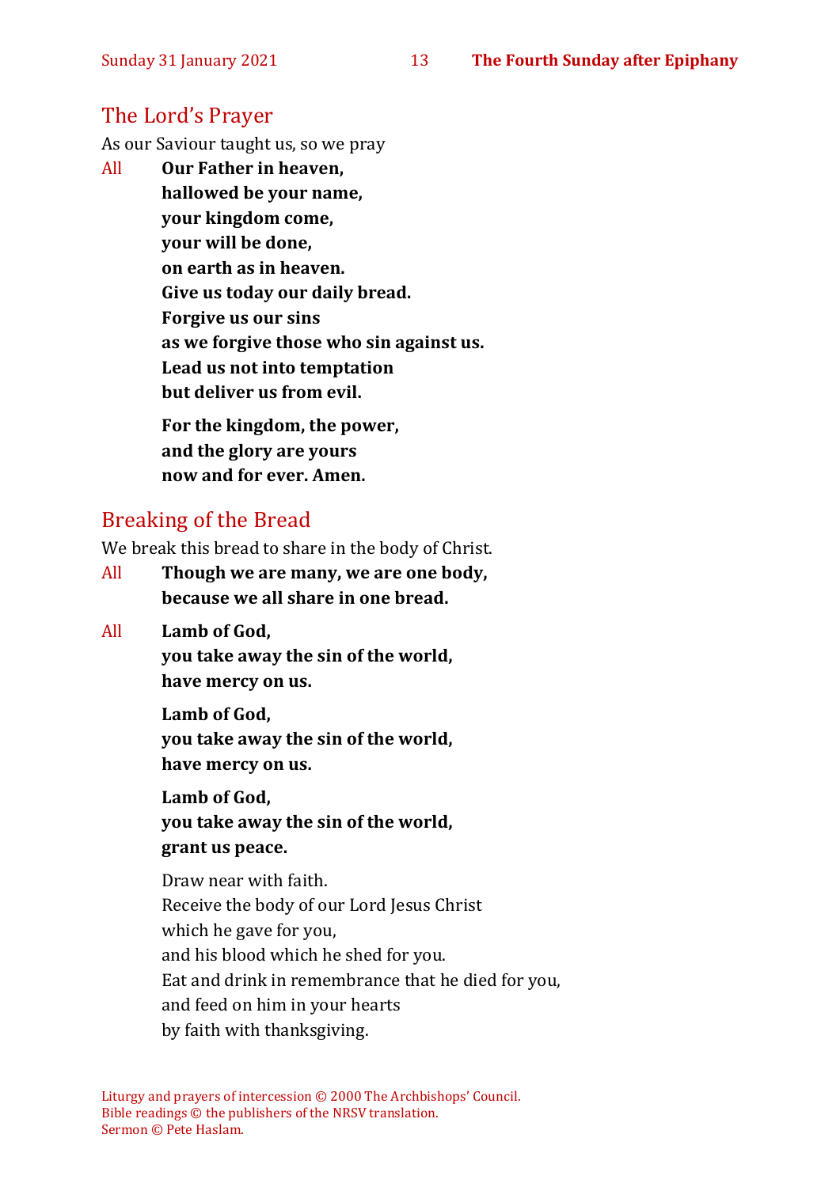## The Lord's Prayer

As our Saviour taught us, so we pray

All **Our Father in heaven,**
**hallowed be your name,**
**your kingdom come,**
**your will be done,**
**on earth as in heaven.**
**Give us today our daily bread.**
**Forgive us our sins**
**as we forgive those who sin against us.**
**Lead us not into temptation**
**but deliver us from evil.**

**For the kingdom, the power,**
**and the glory are yours**
**now and for ever. Amen.**

## Breaking of the Bread

We break this bread to share in the body of Christ.

All **Though we are many, we are one body,**
**because we all share in one bread.**

All **Lamb of God,**
**you take away the sin of the world,**
**have mercy on us.**

**Lamb of God,**
**you take away the sin of the world,**
**have mercy on us.**

**Lamb of God,**
**you take away the sin of the world,**
**grant us peace.**

Draw near with faith.
Receive the body of our Lord Jesus Christ
which he gave for you,
and his blood which he shed for you.
Eat and drink in remembrance that he died for you,
and feed on him in your hearts
by faith with thanksgiving.

Liturgy and prayers of intercession © 2000 The Archbishops' Council.
Bible readings © the publishers of the NRSV translation.
Sermon © Pete Haslam.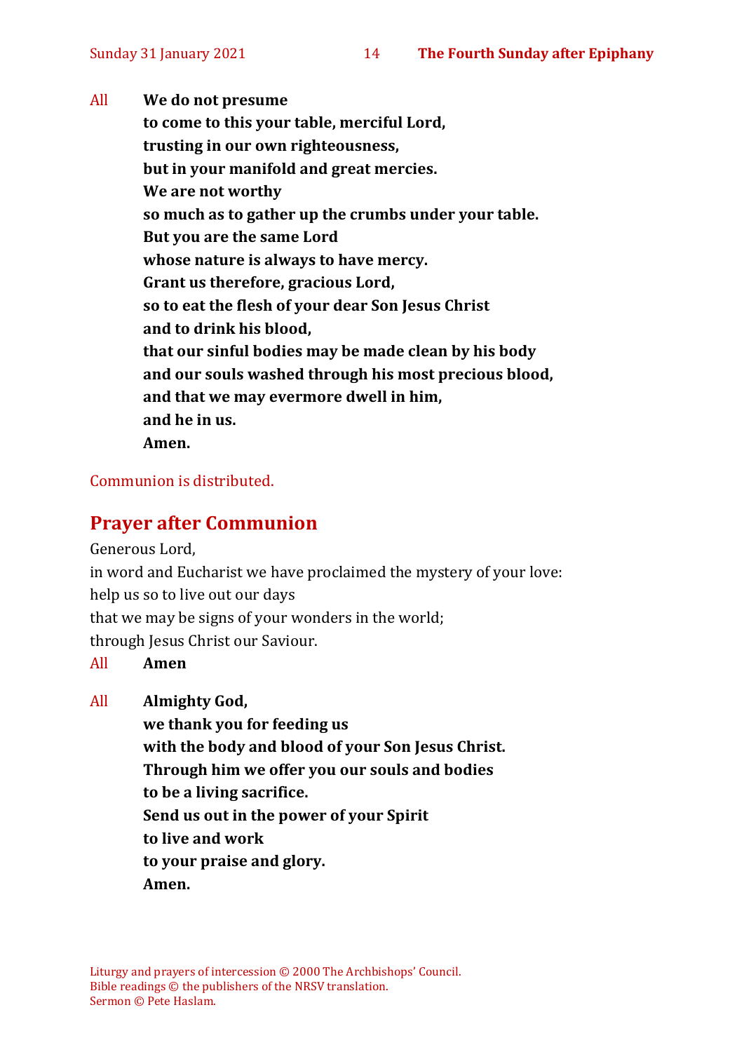All **We do not presume**
**to come to this your table, merciful Lord,**
**trusting in our own righteousness,**
**but in your manifold and great mercies.**
**We are not worthy**
**so much as to gather up the crumbs under your table.**
**But you are the same Lord**
**whose nature is always to have mercy.**
**Grant us therefore, gracious Lord,**
**so to eat the flesh of your dear Son Jesus Christ**
**and to drink his blood,**
**that our sinful bodies may be made clean by his body**
**and our souls washed through his most precious blood,**
**and that we may evermore dwell in him,**
**and he in us.**
**Amen.**

Communion is distributed.

## Prayer after Communion

Generous Lord,
in word and Eucharist we have proclaimed the mystery of your love:
help us so to live out our days
that we may be signs of your wonders in the world;
through Jesus Christ our Saviour.

All **Amen**

All **Almighty God,**
**we thank you for feeding us**
**with the body and blood of your Son Jesus Christ.**
**Through him we offer you our souls and bodies**
**to be a living sacrifice.**
**Send us out in the power of your Spirit**
**to live and work**
**to your praise and glory.**
**Amen.**

Liturgy and prayers of intercession © 2000 The Archbishops' Council.
Bible readings © the publishers of the NRSV translation.
Sermon © Pete Haslam.